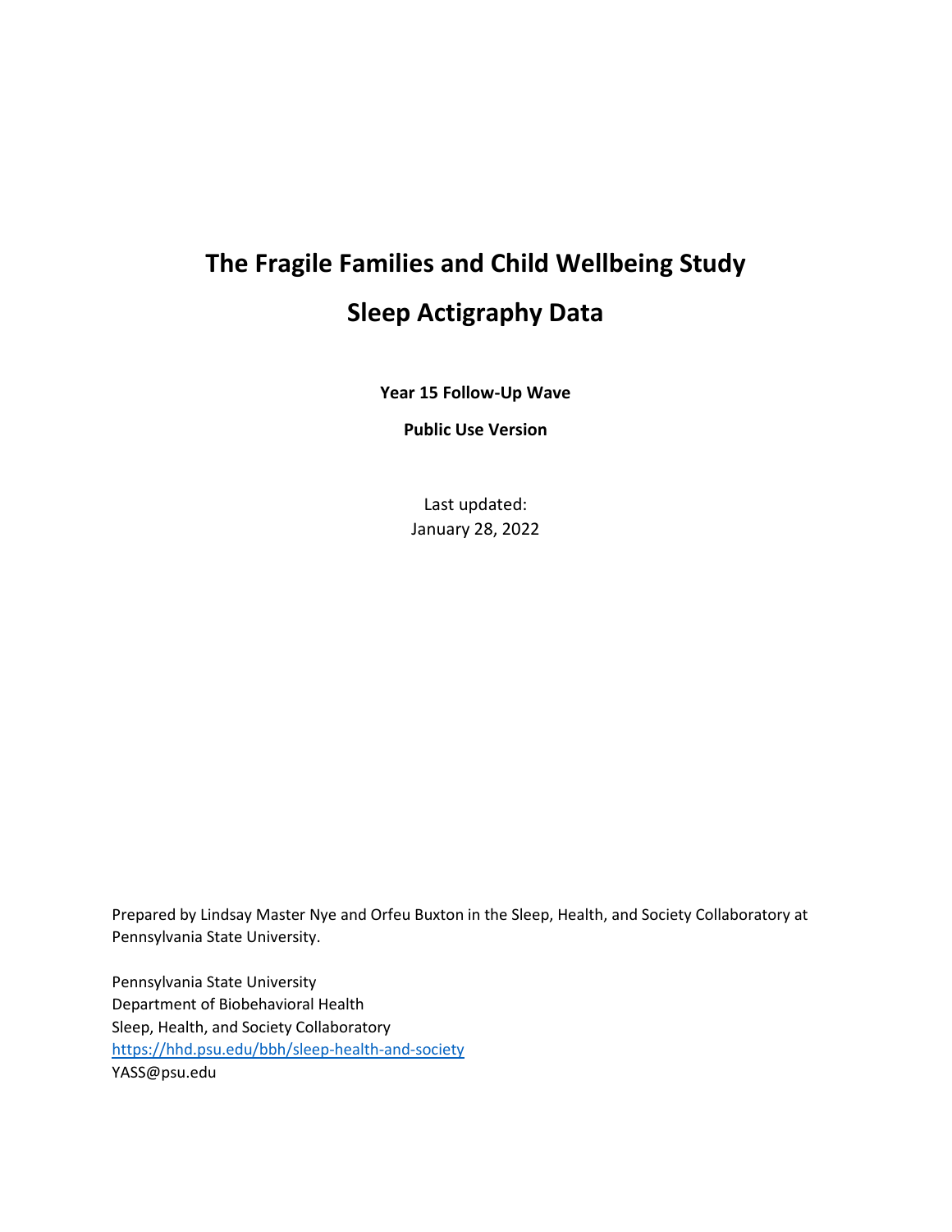# The Fragile Families and Child Wellbeing Study

# Sleep Actigraphy Data

**Year 15 Follow-Up Wave**

**Public Use Version**

Last updated:
January 28, 2022

Prepared by Lindsay Master Nye and Orfeu Buxton in the Sleep, Health, and Society Collaboratory at Pennsylvania State University.

Pennsylvania State University
Department of Biobehavioral Health
Sleep, Health, and Society Collaboratory
https://hhd.psu.edu/bbh/sleep-health-and-society
YASS@psu.edu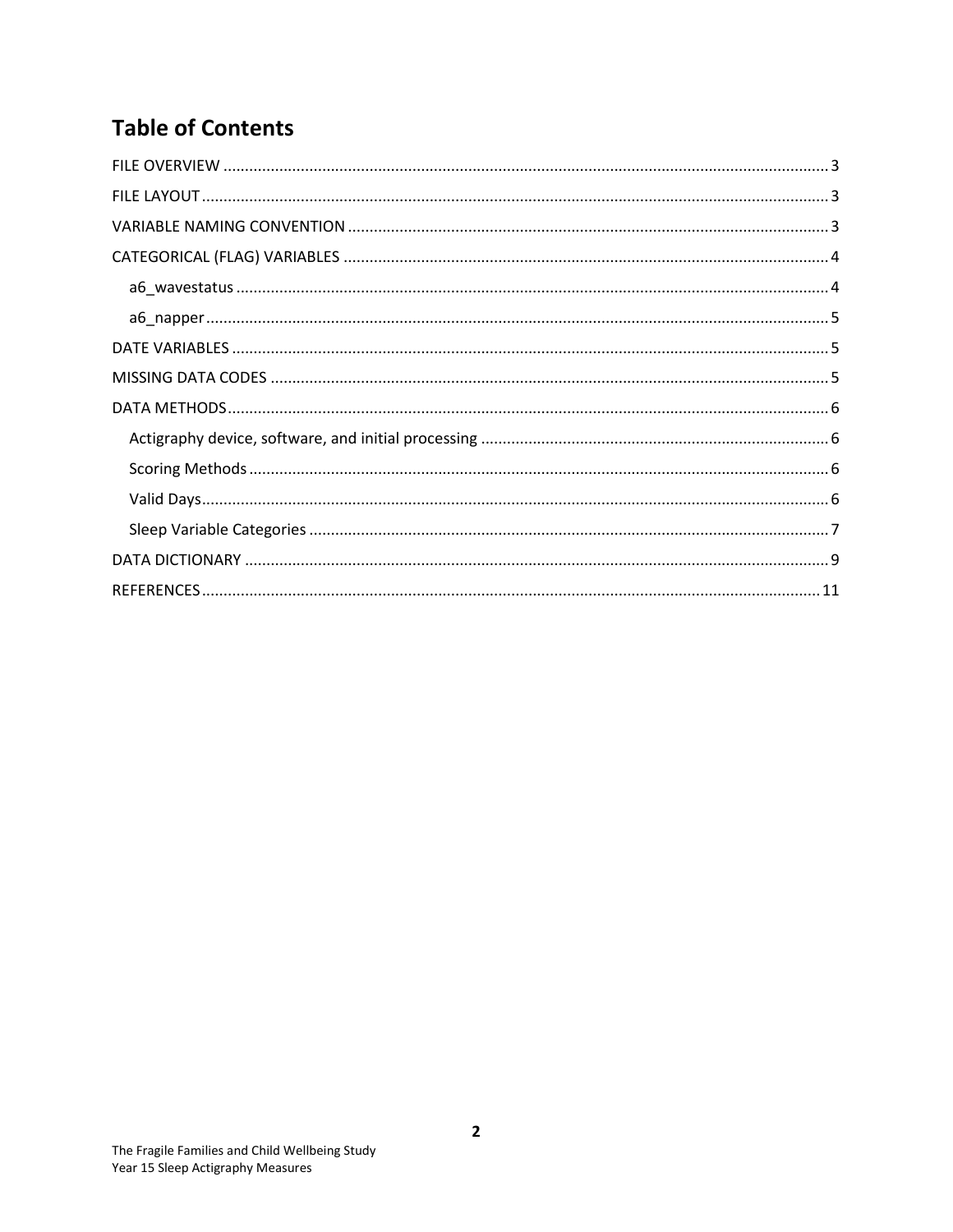# Table of Contents

FILE OVERVIEW ........................................................................................................................... 3

FILE LAYOUT ............................................................................................................................... 3

VARIABLE NAMING CONVENTION ............................................................................................... 3

CATEGORICAL (FLAG) VARIABLES ............................................................................................... 4

- a6_wavestatus ......................................................................................................................... 4
- a6_napper ............................................................................................................................... 5

DATE VARIABLES ......................................................................................................................... 5

MISSING DATA CODES ................................................................................................................ 5

DATA METHODS .......................................................................................................................... 6

- Actigraphy device, software, and initial processing ................................................................. 6
- Scoring Methods ..................................................................................................................... 6
- Valid Days ................................................................................................................................ 6
- Sleep Variable Categories ........................................................................................................ 7

DATA DICTIONARY ....................................................................................................................... 9

REFERENCES .............................................................................................................................. 11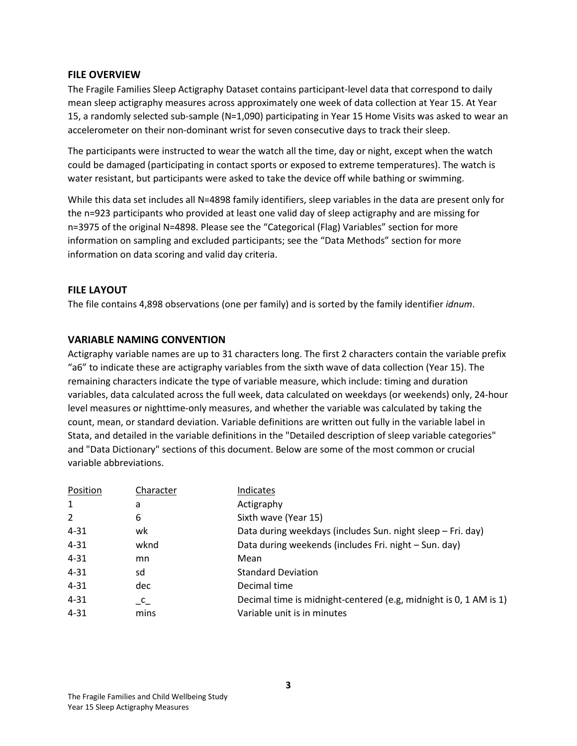## FILE OVERVIEW

The Fragile Families Sleep Actigraphy Dataset contains participant-level data that correspond to daily mean sleep actigraphy measures across approximately one week of data collection at Year 15. At Year 15, a randomly selected sub-sample (N=1,090) participating in Year 15 Home Visits was asked to wear an accelerometer on their non-dominant wrist for seven consecutive days to track their sleep.

The participants were instructed to wear the watch all the time, day or night, except when the watch could be damaged (participating in contact sports or exposed to extreme temperatures). The watch is water resistant, but participants were asked to take the device off while bathing or swimming.

While this data set includes all N=4898 family identifiers, sleep variables in the data are present only for the n=923 participants who provided at least one valid day of sleep actigraphy and are missing for n=3975 of the original N=4898. Please see the "Categorical (Flag) Variables" section for more information on sampling and excluded participants; see the "Data Methods" section for more information on data scoring and valid day criteria.

## FILE LAYOUT

The file contains 4,898 observations (one per family) and is sorted by the family identifier *idnum*.

## VARIABLE NAMING CONVENTION

Actigraphy variable names are up to 31 characters long. The first 2 characters contain the variable prefix "a6" to indicate these are actigraphy variables from the sixth wave of data collection (Year 15). The remaining characters indicate the type of variable measure, which include: timing and duration variables, data calculated across the full week, data calculated on weekdays (or weekends) only, 24-hour level measures or nighttime-only measures, and whether the variable was calculated by taking the count, mean, or standard deviation. Variable definitions are written out fully in the variable label in Stata, and detailed in the variable definitions in the "Detailed description of sleep variable categories" and "Data Dictionary" sections of this document. Below are some of the most common or crucial variable abbreviations.

| Position | Character | Indicates |
|---|---|---|
| 1 | a | Actigraphy |
| 2 | 6 | Sixth wave (Year 15) |
| 4-31 | wk | Data during weekdays (includes Sun. night sleep – Fri. day) |
| 4-31 | wknd | Data during weekends (includes Fri. night – Sun. day) |
| 4-31 | mn | Mean |
| 4-31 | sd | Standard Deviation |
| 4-31 | dec | Decimal time |
| 4-31 | _c_ | Decimal time is midnight-centered (e.g, midnight is 0, 1 AM is 1) |
| 4-31 | mins | Variable unit is in minutes |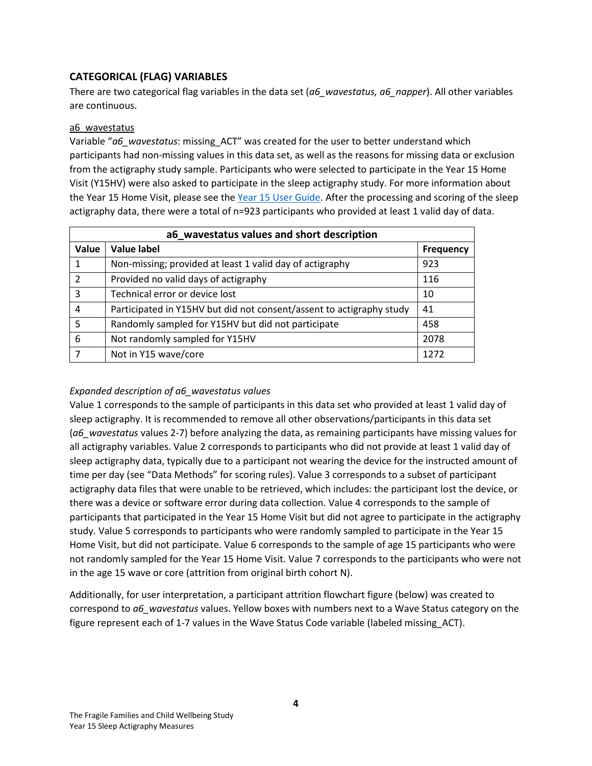## CATEGORICAL (FLAG) VARIABLES

There are two categorical flag variables in the data set (*a6_wavestatus, a6_napper*). All other variables are continuous.

a6_wavestatus

Variable "*a6_wavestatus*: missing_ACT" was created for the user to better understand which participants had non-missing values in this data set, as well as the reasons for missing data or exclusion from the actigraphy study sample. Participants who were selected to participate in the Year 15 Home Visit (Y15HV) were also asked to participate in the sleep actigraphy study. For more information about the Year 15 Home Visit, please see the Year 15 User Guide. After the processing and scoring of the sleep actigraphy data, there were a total of n=923 participants who provided at least 1 valid day of data.

| a6_wavestatus values and short description | | |
|---|---|---|
| **Value** | **Value label** | **Frequency** |
| 1 | Non-missing; provided at least 1 valid day of actigraphy | 923 |
| 2 | Provided no valid days of actigraphy | 116 |
| 3 | Technical error or device lost | 10 |
| 4 | Participated in Y15HV but did not consent/assent to actigraphy study | 41 |
| 5 | Randomly sampled for Y15HV but did not participate | 458 |
| 6 | Not randomly sampled for Y15HV | 2078 |
| 7 | Not in Y15 wave/core | 1272 |

*Expanded description of a6_wavestatus values*

Value 1 corresponds to the sample of participants in this data set who provided at least 1 valid day of sleep actigraphy. It is recommended to remove all other observations/participants in this data set (*a6_wavestatus* values 2-7) before analyzing the data, as remaining participants have missing values for all actigraphy variables. Value 2 corresponds to participants who did not provide at least 1 valid day of sleep actigraphy data, typically due to a participant not wearing the device for the instructed amount of time per day (see "Data Methods" for scoring rules). Value 3 corresponds to a subset of participant actigraphy data files that were unable to be retrieved, which includes: the participant lost the device, or there was a device or software error during data collection. Value 4 corresponds to the sample of participants that participated in the Year 15 Home Visit but did not agree to participate in the actigraphy study. Value 5 corresponds to participants who were randomly sampled to participate in the Year 15 Home Visit, but did not participate. Value 6 corresponds to the sample of age 15 participants who were not randomly sampled for the Year 15 Home Visit. Value 7 corresponds to the participants who were not in the age 15 wave or core (attrition from original birth cohort N).

Additionally, for user interpretation, a participant attrition flowchart figure (below) was created to correspond to *a6_wavestatus* values. Yellow boxes with numbers next to a Wave Status category on the figure represent each of 1-7 values in the Wave Status Code variable (labeled missing_ACT).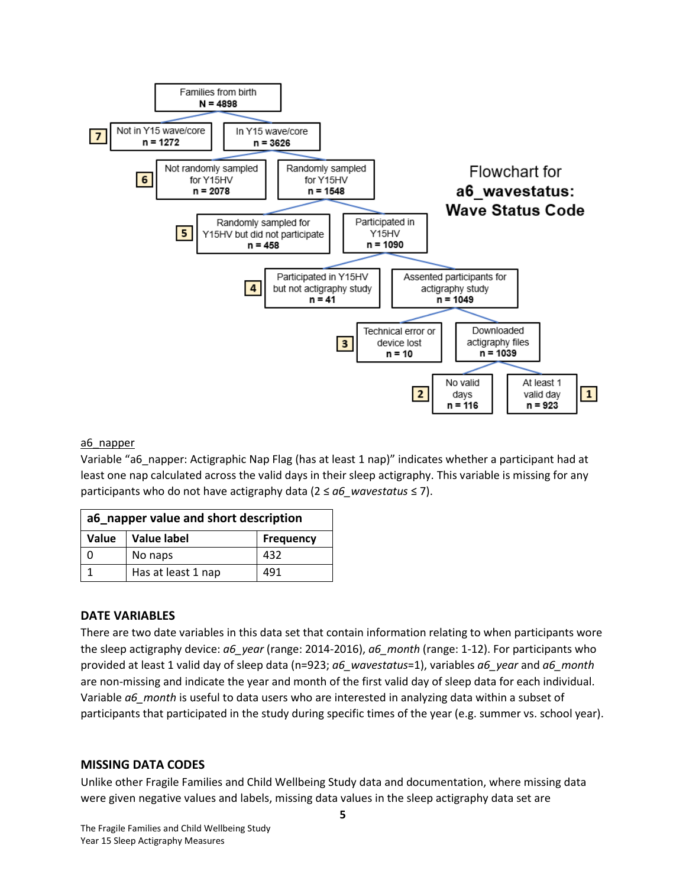Flowchart for **a6_wavestatus: Wave Status Code**

- Families from birth **N = 4898**
  - [7] Not in Y15 wave/core **n = 1272**
  - In Y15 wave/core **n = 3626**
    - [6] Not randomly sampled for Y15HV **n = 2078**
    - Randomly sampled for Y15HV **n = 1548**
      - [5] Randomly sampled for Y15HV but did not participate **n = 458**
      - Participated in Y15HV **n = 1090**
        - [4] Participated in Y15HV but not actigraphy study **n = 41**
        - Assented participants for actigraphy study **n = 1049**
          - [3] Technical error or device lost **n = 10**
          - Downloaded actigraphy files **n = 1039**
            - [2] No valid days **n = 116**
            - [1] At least 1 valid day **n = 923**

a6_napper

Variable "a6_napper: Actigraphic Nap Flag (has at least 1 nap)" indicates whether a participant had at least one nap calculated across the valid days in their sleep actigraphy. This variable is missing for any participants who do not have actigraphy data (2 ≤ *a6_wavestatus* ≤ 7).

| **a6_napper value and short description** | | |
|---|---|---|
| **Value** | **Value label** | **Frequency** |
| 0 | No naps | 432 |
| 1 | Has at least 1 nap | 491 |

## DATE VARIABLES

There are two date variables in this data set that contain information relating to when participants wore the sleep actigraphy device: *a6_year* (range: 2014-2016), *a6_month* (range: 1-12). For participants who provided at least 1 valid day of sleep data (n=923; *a6_wavestatus*=1), variables *a6_year* and *a6_month* are non-missing and indicate the year and month of the first valid day of sleep data for each individual. Variable *a6_month* is useful to data users who are interested in analyzing data within a subset of participants that participated in the study during specific times of the year (e.g. summer vs. school year).

## MISSING DATA CODES

Unlike other Fragile Families and Child Wellbeing Study data and documentation, where missing data were given negative values and labels, missing data values in the sleep actigraphy data set are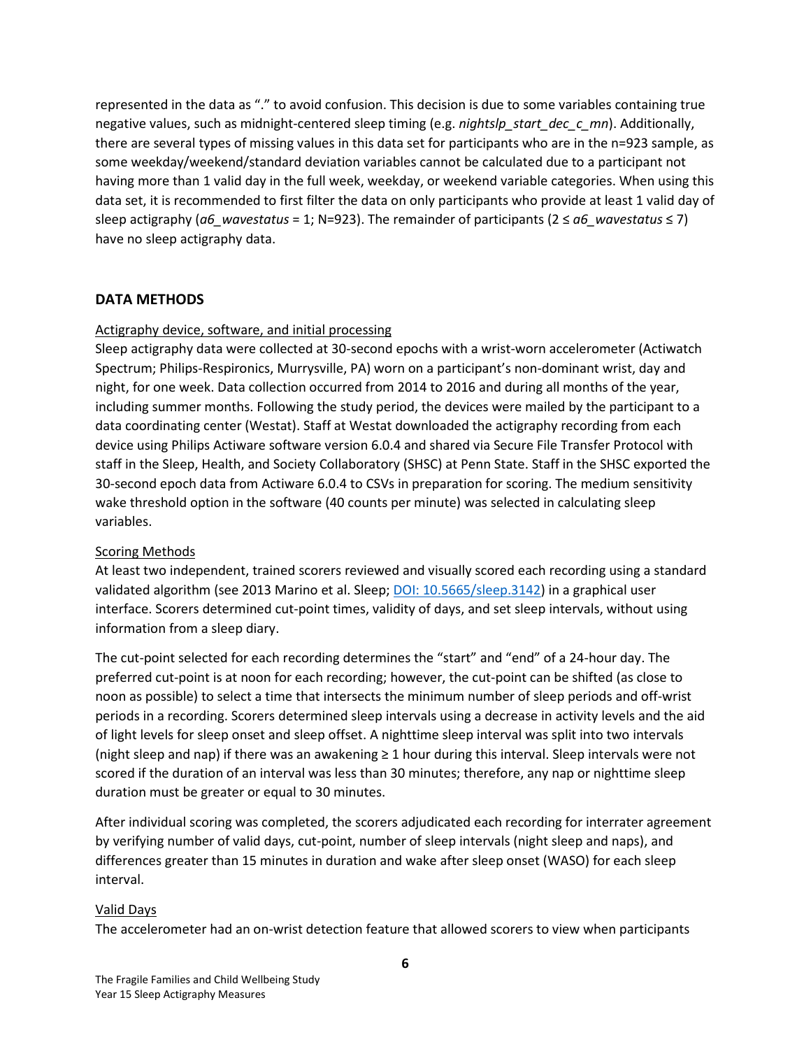represented in the data as "." to avoid confusion. This decision is due to some variables containing true negative values, such as midnight-centered sleep timing (e.g. *nightslp_start_dec_c_mn*). Additionally, there are several types of missing values in this data set for participants who are in the n=923 sample, as some weekday/weekend/standard deviation variables cannot be calculated due to a participant not having more than 1 valid day in the full week, weekday, or weekend variable categories. When using this data set, it is recommended to first filter the data on only participants who provide at least 1 valid day of sleep actigraphy (*a6_wavestatus* = 1; N=923). The remainder of participants (2 ≤ *a6_wavestatus* ≤ 7) have no sleep actigraphy data.

## DATA METHODS

Actigraphy device, software, and initial processing

Sleep actigraphy data were collected at 30-second epochs with a wrist-worn accelerometer (Actiwatch Spectrum; Philips-Respironics, Murrysville, PA) worn on a participant's non-dominant wrist, day and night, for one week. Data collection occurred from 2014 to 2016 and during all months of the year, including summer months. Following the study period, the devices were mailed by the participant to a data coordinating center (Westat). Staff at Westat downloaded the actigraphy recording from each device using Philips Actiware software version 6.0.4 and shared via Secure File Transfer Protocol with staff in the Sleep, Health, and Society Collaboratory (SHSC) at Penn State. Staff in the SHSC exported the 30-second epoch data from Actiware 6.0.4 to CSVs in preparation for scoring. The medium sensitivity wake threshold option in the software (40 counts per minute) was selected in calculating sleep variables.

Scoring Methods

At least two independent, trained scorers reviewed and visually scored each recording using a standard validated algorithm (see 2013 Marino et al. Sleep; DOI: 10.5665/sleep.3142) in a graphical user interface. Scorers determined cut-point times, validity of days, and set sleep intervals, without using information from a sleep diary.

The cut-point selected for each recording determines the "start" and "end" of a 24-hour day. The preferred cut-point is at noon for each recording; however, the cut-point can be shifted (as close to noon as possible) to select a time that intersects the minimum number of sleep periods and off-wrist periods in a recording. Scorers determined sleep intervals using a decrease in activity levels and the aid of light levels for sleep onset and sleep offset. A nighttime sleep interval was split into two intervals (night sleep and nap) if there was an awakening ≥ 1 hour during this interval. Sleep intervals were not scored if the duration of an interval was less than 30 minutes; therefore, any nap or nighttime sleep duration must be greater or equal to 30 minutes.

After individual scoring was completed, the scorers adjudicated each recording for interrater agreement by verifying number of valid days, cut-point, number of sleep intervals (night sleep and naps), and differences greater than 15 minutes in duration and wake after sleep onset (WASO) for each sleep interval.

Valid Days

The accelerometer had an on-wrist detection feature that allowed scorers to view when participants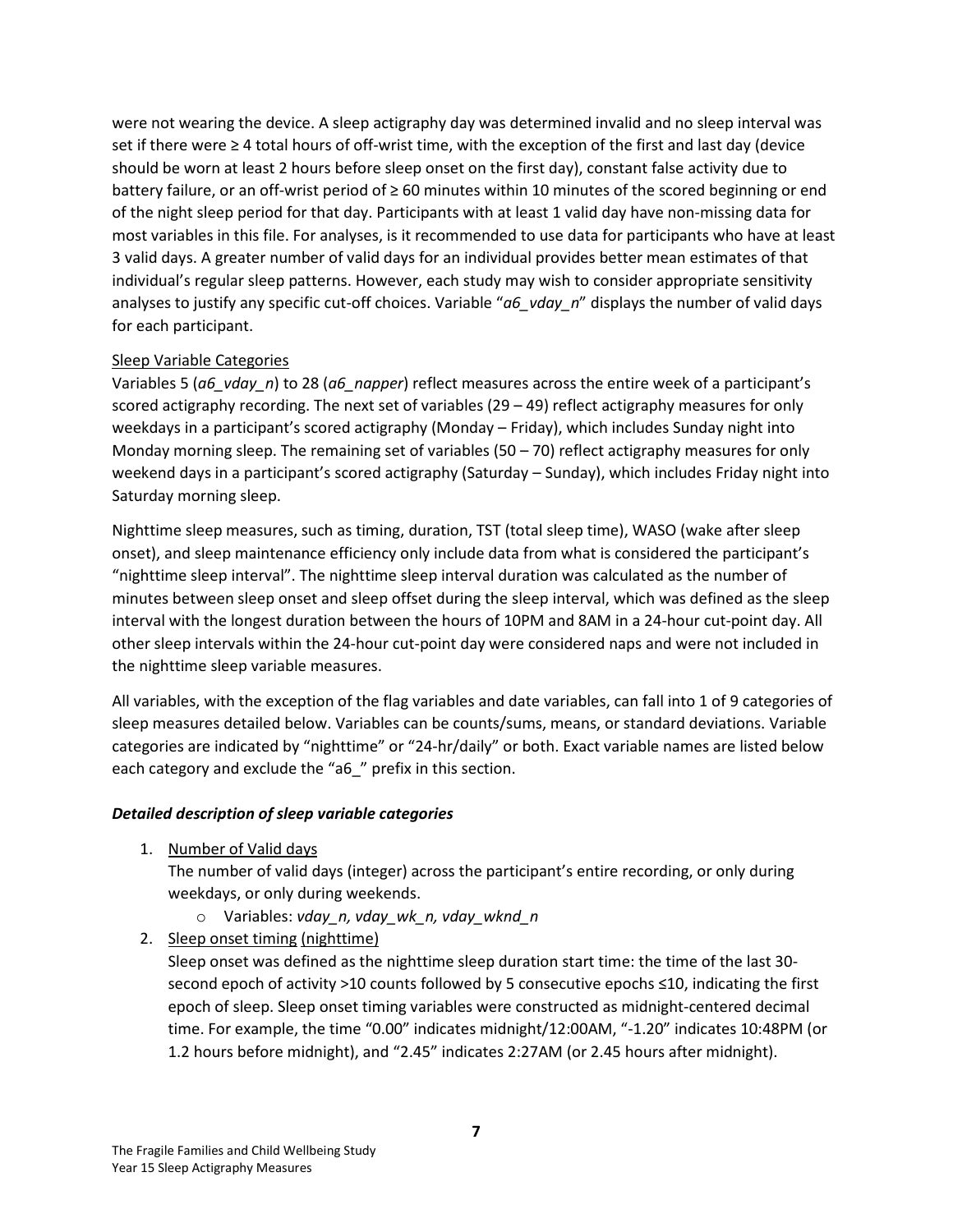were not wearing the device. A sleep actigraphy day was determined invalid and no sleep interval was set if there were ≥ 4 total hours of off-wrist time, with the exception of the first and last day (device should be worn at least 2 hours before sleep onset on the first day), constant false activity due to battery failure, or an off-wrist period of ≥ 60 minutes within 10 minutes of the scored beginning or end of the night sleep period for that day. Participants with at least 1 valid day have non-missing data for most variables in this file. For analyses, is it recommended to use data for participants who have at least 3 valid days. A greater number of valid days for an individual provides better mean estimates of that individual's regular sleep patterns. However, each study may wish to consider appropriate sensitivity analyses to justify any specific cut-off choices. Variable "*a6_vday_n*" displays the number of valid days for each participant.

<u>Sleep Variable Categories</u>

Variables 5 (*a6_vday_n*) to 28 (*a6_napper*) reflect measures across the entire week of a participant's scored actigraphy recording. The next set of variables (29 – 49) reflect actigraphy measures for only weekdays in a participant's scored actigraphy (Monday – Friday), which includes Sunday night into Monday morning sleep. The remaining set of variables (50 – 70) reflect actigraphy measures for only weekend days in a participant's scored actigraphy (Saturday – Sunday), which includes Friday night into Saturday morning sleep.

Nighttime sleep measures, such as timing, duration, TST (total sleep time), WASO (wake after sleep onset), and sleep maintenance efficiency only include data from what is considered the participant's "nighttime sleep interval". The nighttime sleep interval duration was calculated as the number of minutes between sleep onset and sleep offset during the sleep interval, which was defined as the sleep interval with the longest duration between the hours of 10PM and 8AM in a 24-hour cut-point day. All other sleep intervals within the 24-hour cut-point day were considered naps and were not included in the nighttime sleep variable measures.

All variables, with the exception of the flag variables and date variables, can fall into 1 of 9 categories of sleep measures detailed below. Variables can be counts/sums, means, or standard deviations. Variable categories are indicated by "nighttime" or "24-hr/daily" or both. Exact variable names are listed below each category and exclude the "a6_" prefix in this section.

***Detailed description of sleep variable categories***

1. <u>Number of Valid days</u>
   The number of valid days (integer) across the participant's entire recording, or only during weekdays, or only during weekends.
   - Variables: *vday_n, vday_wk_n, vday_wknd_n*
2. <u>Sleep onset timing (nighttime)</u>
   Sleep onset was defined as the nighttime sleep duration start time: the time of the last 30-second epoch of activity >10 counts followed by 5 consecutive epochs ≤10, indicating the first epoch of sleep. Sleep onset timing variables were constructed as midnight-centered decimal time. For example, the time "0.00" indicates midnight/12:00AM, "-1.20" indicates 10:48PM (or 1.2 hours before midnight), and "2.45" indicates 2:27AM (or 2.45 hours after midnight).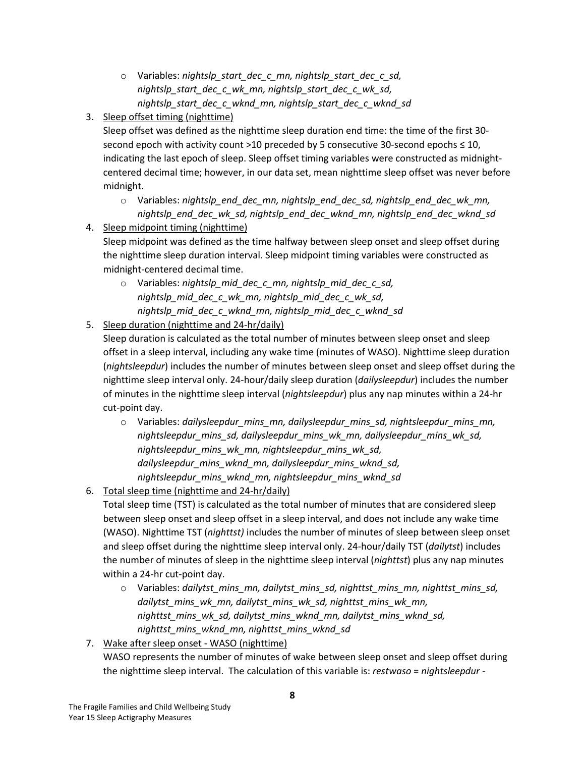- Variables: *nightslp_start_dec_c_mn, nightslp_start_dec_c_sd, nightslp_start_dec_c_wk_mn, nightslp_start_dec_c_wk_sd, nightslp_start_dec_c_wknd_mn, nightslp_start_dec_c_wknd_sd*

3. Sleep offset timing (nighttime)

   Sleep offset was defined as the nighttime sleep duration end time: the time of the first 30-second epoch with activity count >10 preceded by 5 consecutive 30-second epochs ≤ 10, indicating the last epoch of sleep. Sleep offset timing variables were constructed as midnight-centered decimal time; however, in our data set, mean nighttime sleep offset was never before midnight.

   - Variables: *nightslp_end_dec_mn, nightslp_end_dec_sd, nightslp_end_dec_wk_mn, nightslp_end_dec_wk_sd, nightslp_end_dec_wknd_mn, nightslp_end_dec_wknd_sd*

4. Sleep midpoint timing (nighttime)

   Sleep midpoint was defined as the time halfway between sleep onset and sleep offset during the nighttime sleep duration interval. Sleep midpoint timing variables were constructed as midnight-centered decimal time.

   - Variables: *nightslp_mid_dec_c_mn, nightslp_mid_dec_c_sd, nightslp_mid_dec_c_wk_mn, nightslp_mid_dec_c_wk_sd, nightslp_mid_dec_c_wknd_mn, nightslp_mid_dec_c_wknd_sd*

5. Sleep duration (nighttime and 24-hr/daily)

   Sleep duration is calculated as the total number of minutes between sleep onset and sleep offset in a sleep interval, including any wake time (minutes of WASO). Nighttime sleep duration (*nightsleepdur*) includes the number of minutes between sleep onset and sleep offset during the nighttime sleep interval only. 24-hour/daily sleep duration (*dailysleepdur*) includes the number of minutes in the nighttime sleep interval (*nightsleepdur*) plus any nap minutes within a 24-hr cut-point day.

   - Variables: *dailysleepdur_mins_mn, dailysleepdur_mins_sd, nightsleepdur_mins_mn, nightsleepdur_mins_sd, dailysleepdur_mins_wk_mn, dailysleepdur_mins_wk_sd, nightsleepdur_mins_wk_mn, nightsleepdur_mins_wk_sd, dailysleepdur_mins_wknd_mn, dailysleepdur_mins_wknd_sd, nightsleepdur_mins_wknd_mn, nightsleepdur_mins_wknd_sd*

6. Total sleep time (nighttime and 24-hr/daily)

   Total sleep time (TST) is calculated as the total number of minutes that are considered sleep between sleep onset and sleep offset in a sleep interval, and does not include any wake time (WASO). Nighttime TST (*nighttst)* includes the number of minutes of sleep between sleep onset and sleep offset during the nighttime sleep interval only. 24-hour/daily TST (*dailytst*) includes the number of minutes of sleep in the nighttime sleep interval (*nighttst*) plus any nap minutes within a 24-hr cut-point day.

   - Variables: *dailytst_mins_mn, dailytst_mins_sd, nighttst_mins_mn, nighttst_mins_sd, dailytst_mins_wk_mn, dailytst_mins_wk_sd, nighttst_mins_wk_mn, nighttst_mins_wk_sd, dailytst_mins_wknd_mn, dailytst_mins_wknd_sd, nighttst_mins_wknd_mn, nighttst_mins_wknd_sd*

7. Wake after sleep onset - WASO (nighttime)

   WASO represents the number of minutes of wake between sleep onset and sleep offset during the nighttime sleep interval. The calculation of this variable is: *restwaso = nightsleepdur -*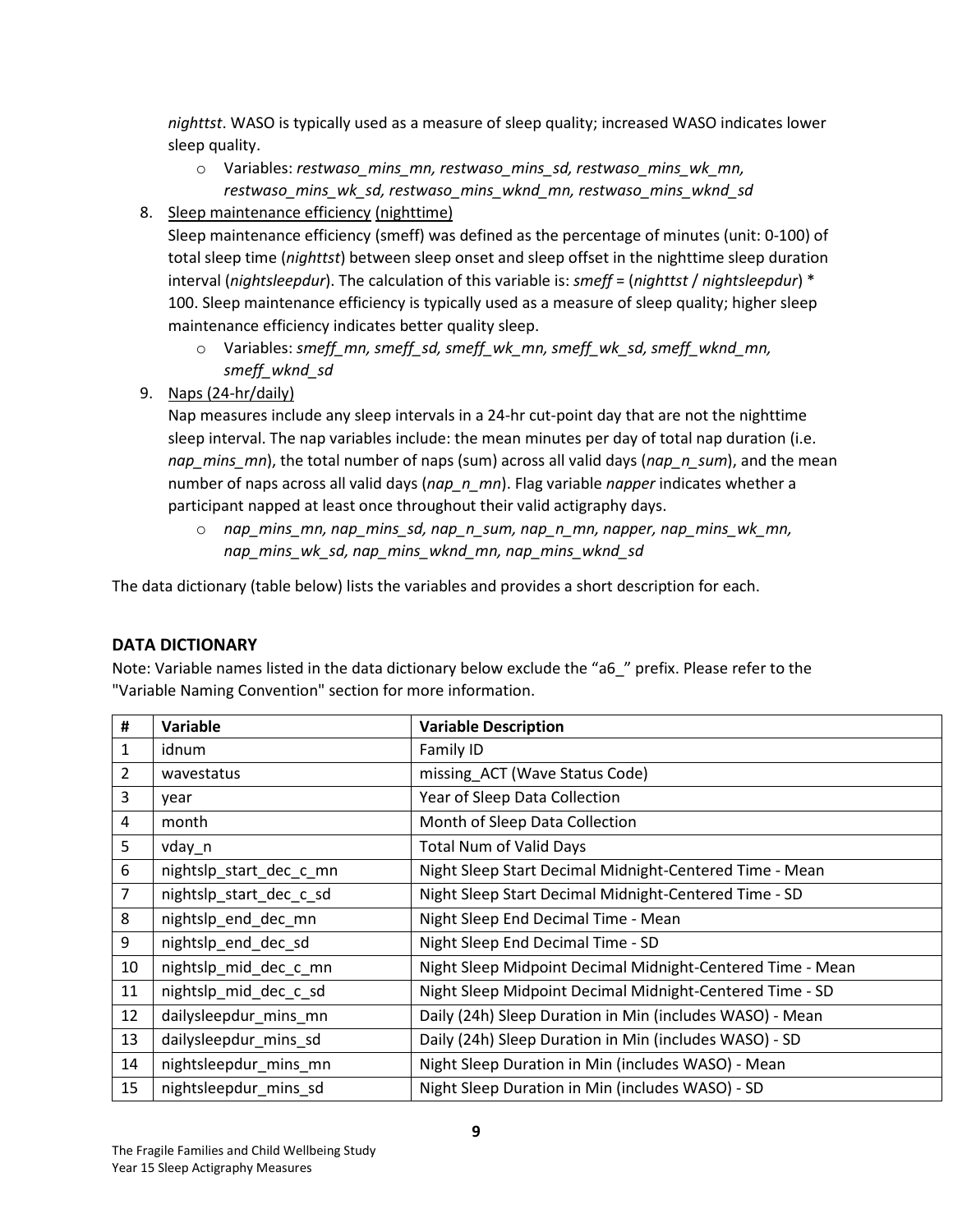*nighttst*. WASO is typically used as a measure of sleep quality; increased WASO indicates lower sleep quality.

- Variables: *restwaso_mins_mn, restwaso_mins_sd, restwaso_mins_wk_mn, restwaso_mins_wk_sd, restwaso_mins_wknd_mn, restwaso_mins_wknd_sd*

8. Sleep maintenance efficiency (nighttime)
   Sleep maintenance efficiency (smeff) was defined as the percentage of minutes (unit: 0-100) of total sleep time (*nighttst*) between sleep onset and sleep offset in the nighttime sleep duration interval (*nightsleepdur*). The calculation of this variable is: *smeff* = (*nighttst* / *nightsleepdur*) * 100. Sleep maintenance efficiency is typically used as a measure of sleep quality; higher sleep maintenance efficiency indicates better quality sleep.
   - Variables: *smeff_mn, smeff_sd, smeff_wk_mn, smeff_wk_sd, smeff_wknd_mn, smeff_wknd_sd*
9. Naps (24-hr/daily)
   Nap measures include any sleep intervals in a 24-hr cut-point day that are not the nighttime sleep interval. The nap variables include: the mean minutes per day of total nap duration (i.e. *nap_mins_mn*), the total number of naps (sum) across all valid days (*nap_n_sum*), and the mean number of naps across all valid days (*nap_n_mn*). Flag variable *napper* indicates whether a participant napped at least once throughout their valid actigraphy days.
   - *nap_mins_mn, nap_mins_sd, nap_n_sum, nap_n_mn, napper, nap_mins_wk_mn, nap_mins_wk_sd, nap_mins_wknd_mn, nap_mins_wknd_sd*

The data dictionary (table below) lists the variables and provides a short description for each.

## DATA DICTIONARY

Note: Variable names listed in the data dictionary below exclude the "a6_" prefix. Please refer to the "Variable Naming Convention" section for more information.

| # | Variable | Variable Description |
|---|---|---|
| 1 | idnum | Family ID |
| 2 | wavestatus | missing_ACT (Wave Status Code) |
| 3 | year | Year of Sleep Data Collection |
| 4 | month | Month of Sleep Data Collection |
| 5 | vday_n | Total Num of Valid Days |
| 6 | nightslp_start_dec_c_mn | Night Sleep Start Decimal Midnight-Centered Time - Mean |
| 7 | nightslp_start_dec_c_sd | Night Sleep Start Decimal Midnight-Centered Time - SD |
| 8 | nightslp_end_dec_mn | Night Sleep End Decimal Time - Mean |
| 9 | nightslp_end_dec_sd | Night Sleep End Decimal Time - SD |
| 10 | nightslp_mid_dec_c_mn | Night Sleep Midpoint Decimal Midnight-Centered Time - Mean |
| 11 | nightslp_mid_dec_c_sd | Night Sleep Midpoint Decimal Midnight-Centered Time - SD |
| 12 | dailysleepdur_mins_mn | Daily (24h) Sleep Duration in Min (includes WASO) - Mean |
| 13 | dailysleepdur_mins_sd | Daily (24h) Sleep Duration in Min (includes WASO) - SD |
| 14 | nightsleepdur_mins_mn | Night Sleep Duration in Min (includes WASO) - Mean |
| 15 | nightsleepdur_mins_sd | Night Sleep Duration in Min (includes WASO) - SD |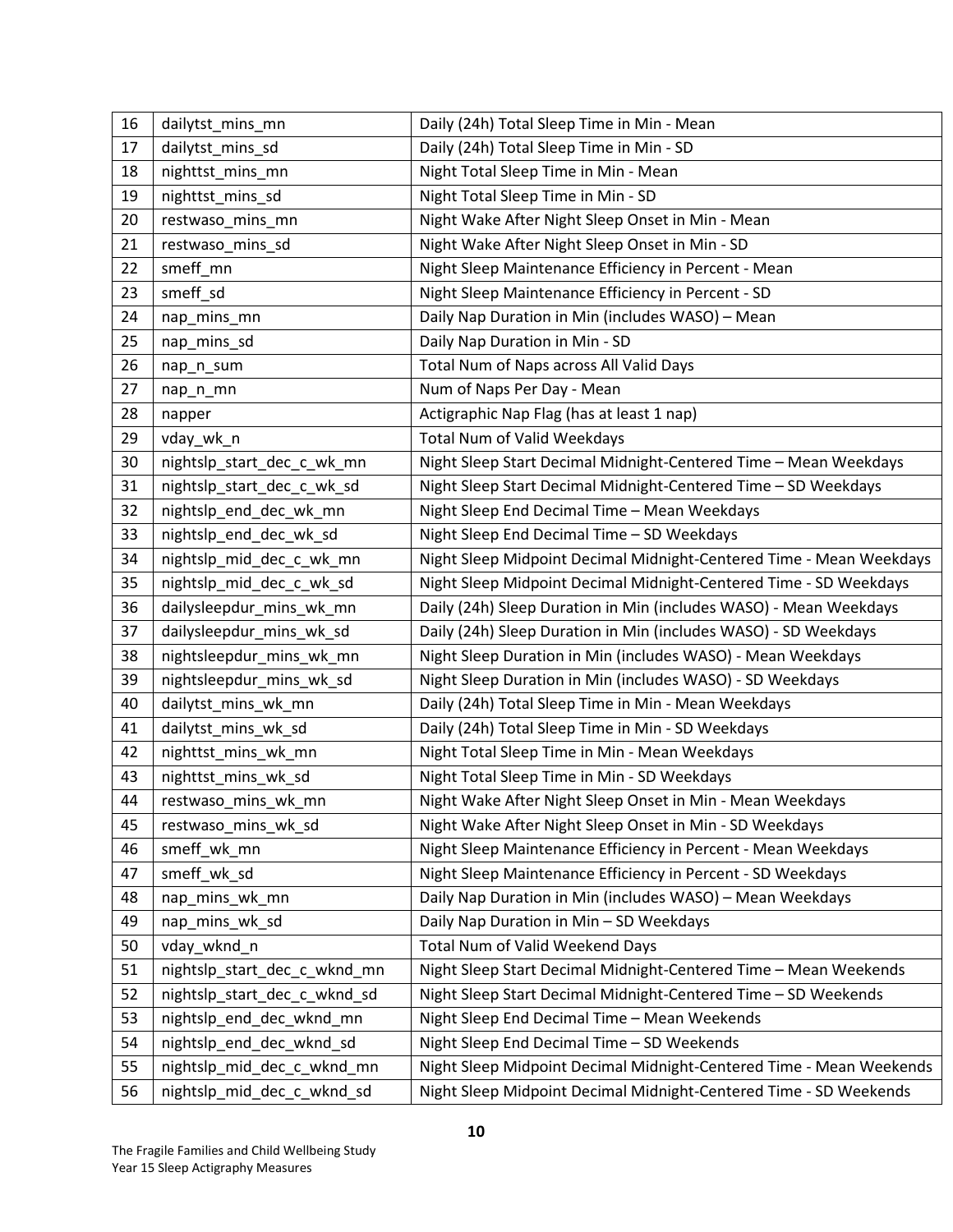| 16 | dailytst_mins_mn | Daily (24h) Total Sleep Time in Min - Mean |
|---|---|---|
| 17 | dailytst_mins_sd | Daily (24h) Total Sleep Time in Min - SD |
| 18 | nighttst_mins_mn | Night Total Sleep Time in Min - Mean |
| 19 | nighttst_mins_sd | Night Total Sleep Time in Min - SD |
| 20 | restwaso_mins_mn | Night Wake After Night Sleep Onset in Min - Mean |
| 21 | restwaso_mins_sd | Night Wake After Night Sleep Onset in Min - SD |
| 22 | smeff_mn | Night Sleep Maintenance Efficiency in Percent - Mean |
| 23 | smeff_sd | Night Sleep Maintenance Efficiency in Percent - SD |
| 24 | nap_mins_mn | Daily Nap Duration in Min (includes WASO) – Mean |
| 25 | nap_mins_sd | Daily Nap Duration in Min - SD |
| 26 | nap_n_sum | Total Num of Naps across All Valid Days |
| 27 | nap_n_mn | Num of Naps Per Day - Mean |
| 28 | napper | Actigraphic Nap Flag (has at least 1 nap) |
| 29 | vday_wk_n | Total Num of Valid Weekdays |
| 30 | nightslp_start_dec_c_wk_mn | Night Sleep Start Decimal Midnight-Centered Time – Mean Weekdays |
| 31 | nightslp_start_dec_c_wk_sd | Night Sleep Start Decimal Midnight-Centered Time – SD Weekdays |
| 32 | nightslp_end_dec_wk_mn | Night Sleep End Decimal Time – Mean Weekdays |
| 33 | nightslp_end_dec_wk_sd | Night Sleep End Decimal Time – SD Weekdays |
| 34 | nightslp_mid_dec_c_wk_mn | Night Sleep Midpoint Decimal Midnight-Centered Time - Mean Weekdays |
| 35 | nightslp_mid_dec_c_wk_sd | Night Sleep Midpoint Decimal Midnight-Centered Time - SD Weekdays |
| 36 | dailysleepdur_mins_wk_mn | Daily (24h) Sleep Duration in Min (includes WASO) - Mean Weekdays |
| 37 | dailysleepdur_mins_wk_sd | Daily (24h) Sleep Duration in Min (includes WASO) - SD Weekdays |
| 38 | nightsleepdur_mins_wk_mn | Night Sleep Duration in Min (includes WASO) - Mean Weekdays |
| 39 | nightsleepdur_mins_wk_sd | Night Sleep Duration in Min (includes WASO) - SD Weekdays |
| 40 | dailytst_mins_wk_mn | Daily (24h) Total Sleep Time in Min - Mean Weekdays |
| 41 | dailytst_mins_wk_sd | Daily (24h) Total Sleep Time in Min - SD Weekdays |
| 42 | nighttst_mins_wk_mn | Night Total Sleep Time in Min - Mean Weekdays |
| 43 | nighttst_mins_wk_sd | Night Total Sleep Time in Min - SD Weekdays |
| 44 | restwaso_mins_wk_mn | Night Wake After Night Sleep Onset in Min - Mean Weekdays |
| 45 | restwaso_mins_wk_sd | Night Wake After Night Sleep Onset in Min - SD Weekdays |
| 46 | smeff_wk_mn | Night Sleep Maintenance Efficiency in Percent - Mean Weekdays |
| 47 | smeff_wk_sd | Night Sleep Maintenance Efficiency in Percent - SD Weekdays |
| 48 | nap_mins_wk_mn | Daily Nap Duration in Min (includes WASO) – Mean Weekdays |
| 49 | nap_mins_wk_sd | Daily Nap Duration in Min – SD Weekdays |
| 50 | vday_wknd_n | Total Num of Valid Weekend Days |
| 51 | nightslp_start_dec_c_wknd_mn | Night Sleep Start Decimal Midnight-Centered Time – Mean Weekends |
| 52 | nightslp_start_dec_c_wknd_sd | Night Sleep Start Decimal Midnight-Centered Time – SD Weekends |
| 53 | nightslp_end_dec_wknd_mn | Night Sleep End Decimal Time – Mean Weekends |
| 54 | nightslp_end_dec_wknd_sd | Night Sleep End Decimal Time – SD Weekends |
| 55 | nightslp_mid_dec_c_wknd_mn | Night Sleep Midpoint Decimal Midnight-Centered Time - Mean Weekends |
| 56 | nightslp_mid_dec_c_wknd_sd | Night Sleep Midpoint Decimal Midnight-Centered Time - SD Weekends |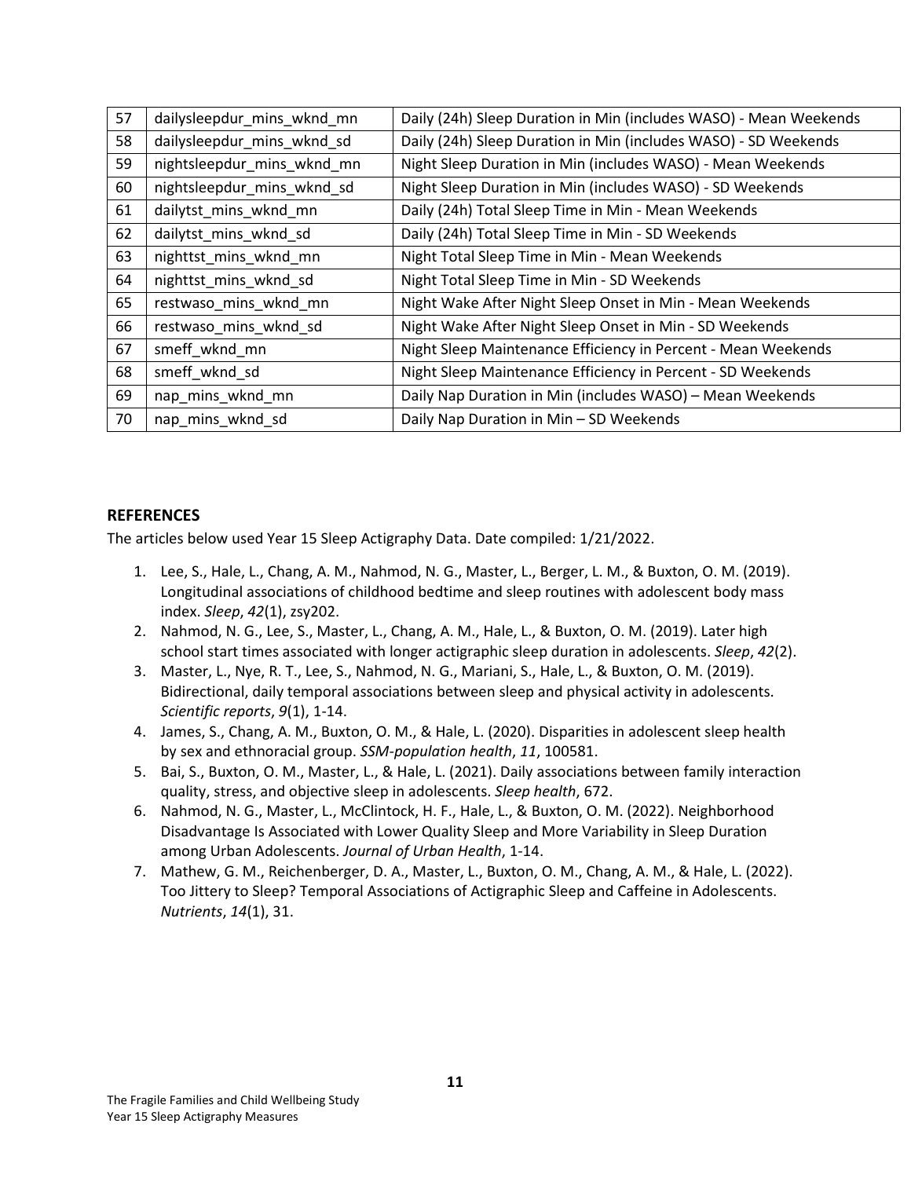| | | |
|---|---|---|
| 57 | dailysleepdur_mins_wknd_mn | Daily (24h) Sleep Duration in Min (includes WASO) - Mean Weekends |
| 58 | dailysleepdur_mins_wknd_sd | Daily (24h) Sleep Duration in Min (includes WASO) - SD Weekends |
| 59 | nightsleepdur_mins_wknd_mn | Night Sleep Duration in Min (includes WASO) - Mean Weekends |
| 60 | nightsleepdur_mins_wknd_sd | Night Sleep Duration in Min (includes WASO) - SD Weekends |
| 61 | dailytst_mins_wknd_mn | Daily (24h) Total Sleep Time in Min - Mean Weekends |
| 62 | dailytst_mins_wknd_sd | Daily (24h) Total Sleep Time in Min - SD Weekends |
| 63 | nighttst_mins_wknd_mn | Night Total Sleep Time in Min - Mean Weekends |
| 64 | nighttst_mins_wknd_sd | Night Total Sleep Time in Min - SD Weekends |
| 65 | restwaso_mins_wknd_mn | Night Wake After Night Sleep Onset in Min - Mean Weekends |
| 66 | restwaso_mins_wknd_sd | Night Wake After Night Sleep Onset in Min - SD Weekends |
| 67 | smeff_wknd_mn | Night Sleep Maintenance Efficiency in Percent - Mean Weekends |
| 68 | smeff_wknd_sd | Night Sleep Maintenance Efficiency in Percent - SD Weekends |
| 69 | nap_mins_wknd_mn | Daily Nap Duration in Min (includes WASO) – Mean Weekends |
| 70 | nap_mins_wknd_sd | Daily Nap Duration in Min – SD Weekends |

## REFERENCES

The articles below used Year 15 Sleep Actigraphy Data. Date compiled: 1/21/2022.

1. Lee, S., Hale, L., Chang, A. M., Nahmod, N. G., Master, L., Berger, L. M., & Buxton, O. M. (2019). Longitudinal associations of childhood bedtime and sleep routines with adolescent body mass index. *Sleep*, *42*(1), zsy202.
2. Nahmod, N. G., Lee, S., Master, L., Chang, A. M., Hale, L., & Buxton, O. M. (2019). Later high school start times associated with longer actigraphic sleep duration in adolescents. *Sleep*, *42*(2).
3. Master, L., Nye, R. T., Lee, S., Nahmod, N. G., Mariani, S., Hale, L., & Buxton, O. M. (2019). Bidirectional, daily temporal associations between sleep and physical activity in adolescents. *Scientific reports*, *9*(1), 1-14.
4. James, S., Chang, A. M., Buxton, O. M., & Hale, L. (2020). Disparities in adolescent sleep health by sex and ethnoracial group. *SSM-population health*, *11*, 100581.
5. Bai, S., Buxton, O. M., Master, L., & Hale, L. (2021). Daily associations between family interaction quality, stress, and objective sleep in adolescents. *Sleep health*, 672.
6. Nahmod, N. G., Master, L., McClintock, H. F., Hale, L., & Buxton, O. M. (2022). Neighborhood Disadvantage Is Associated with Lower Quality Sleep and More Variability in Sleep Duration among Urban Adolescents. *Journal of Urban Health*, 1-14.
7. Mathew, G. M., Reichenberger, D. A., Master, L., Buxton, O. M., Chang, A. M., & Hale, L. (2022). Too Jittery to Sleep? Temporal Associations of Actigraphic Sleep and Caffeine in Adolescents. *Nutrients*, *14*(1), 31.